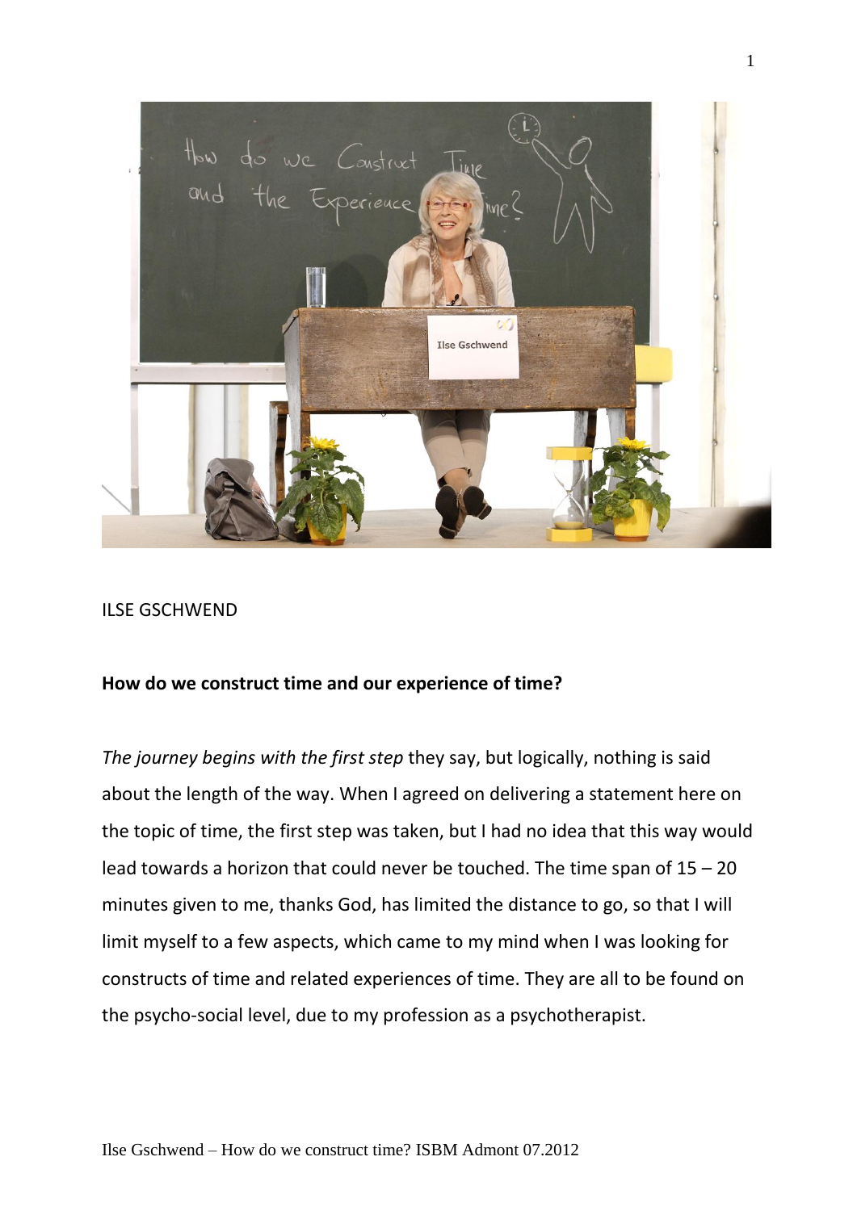ILSE GSCHWEND

**How do we construct time and our experience of time?**

*The journey begins with the first step* they say, but logically, nothing is said about the length of the way. When I agreed on delivering a statement here on the topic of time, the first step was taken, but I had no idea that this way would lead towards a horizon that could never be touched. The time span of 15 – 20 minutes given to me, thanks God, has limited the distance to go, so that I will limit myself to a few aspects, which came to my mind when I was looking for constructs of time and related experiences of time. They are all to be found on the psycho-social level, due to my profession as a psychotherapist.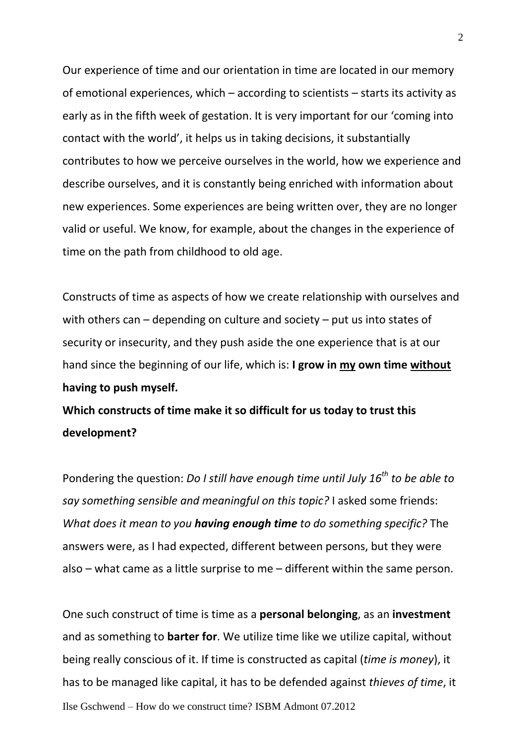Our experience of time and our orientation in time are located in our memory of emotional experiences, which – according to scientists – starts its activity as early as in the fifth week of gestation. It is very important for our 'coming into contact with the world', it helps us in taking decisions, it substantially contributes to how we perceive ourselves in the world, how we experience and describe ourselves, and it is constantly being enriched with information about new experiences. Some experiences are being written over, they are no longer valid or useful. We know, for example, about the changes in the experience of time on the path from childhood to old age.

Constructs of time as aspects of how we create relationship with ourselves and with others can – depending on culture and society – put us into states of security or insecurity, and they push aside the one experience that is at our hand since the beginning of our life, which is: **I grow in <u>my</u> own time <u>without</u> having to push myself.**

**Which constructs of time make it so difficult for us today to trust this development?**

Pondering the question: *Do I still have enough time until July 16th to be able to say something sensible and meaningful on this topic?* I asked some friends: *What does it mean to you **having enough time** to do something specific?* The answers were, as I had expected, different between persons, but they were also – what came as a little surprise to me – different within the same person.

One such construct of time is time as a **personal belonging**, as an **investment** and as something to **barter for**. We utilize time like we utilize capital, without being really conscious of it. If time is constructed as capital (*time is money*), it has to be managed like capital, it has to be defended against *thieves of time*, it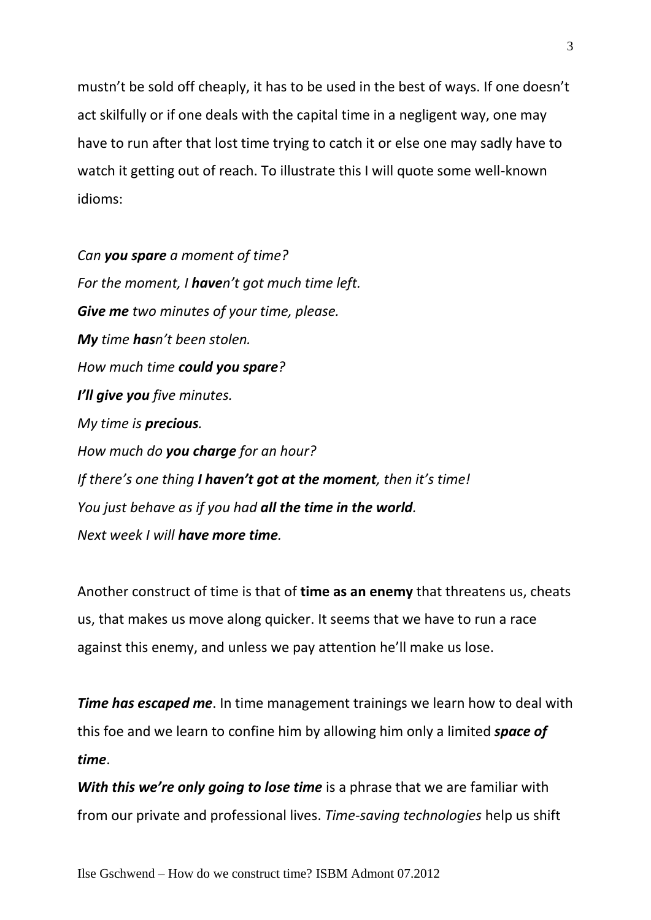mustn't be sold off cheaply, it has to be used in the best of ways. If one doesn't act skilfully or if one deals with the capital time in a negligent way, one may have to run after that lost time trying to catch it or else one may sadly have to watch it getting out of reach. To illustrate this I will quote some well-known idioms:

*Can **you spare** a moment of time?*
*For the moment, I **have**n't got much time left.*
***Give me** two minutes of your time, please.*
***My** time **has**n't been stolen.*
*How much time **could you spare**?*
***I'll give you** five minutes.*
*My time is **precious**.*
*How much do **you charge** for an hour?*
*If there's one thing **I haven't got at the moment**, then it's time!*
*You just behave as if you had **all the time in the world**.*
*Next week I will **have more time**.*

Another construct of time is that of **time as an enemy** that threatens us, cheats us, that makes us move along quicker. It seems that we have to run a race against this enemy, and unless we pay attention he'll make us lose.

***Time has escaped me***. In time management trainings we learn how to deal with this foe and we learn to confine him by allowing him only a limited ***space of time***.

***With this we're only going to lose time*** is a phrase that we are familiar with from our private and professional lives. *Time-saving technologies* help us shift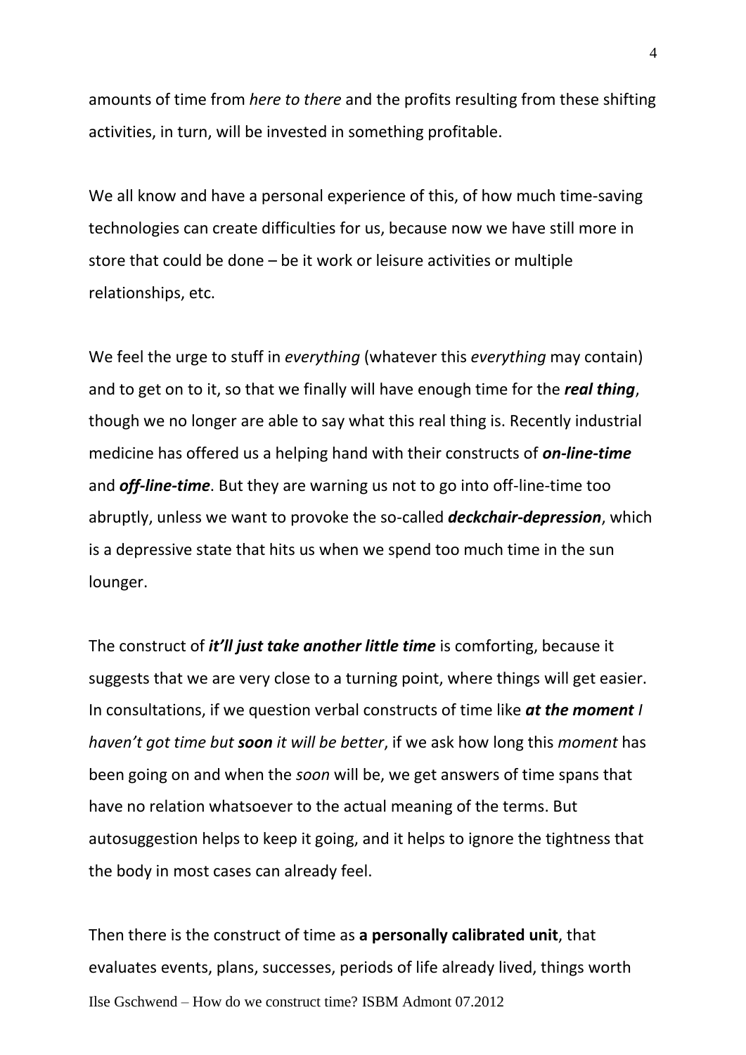amounts of time from *here to there* and the profits resulting from these shifting activities, in turn, will be invested in something profitable.

We all know and have a personal experience of this, of how much time-saving technologies can create difficulties for us, because now we have still more in store that could be done – be it work or leisure activities or multiple relationships, etc.

We feel the urge to stuff in *everything* (whatever this *everything* may contain) and to get on to it, so that we finally will have enough time for the ***real thing***, though we no longer are able to say what this real thing is. Recently industrial medicine has offered us a helping hand with their constructs of ***on-line-time*** and ***off-line-time***. But they are warning us not to go into off-line-time too abruptly, unless we want to provoke the so-called ***deckchair-depression***, which is a depressive state that hits us when we spend too much time in the sun lounger.

The construct of ***it'll just take another little time*** is comforting, because it suggests that we are very close to a turning point, where things will get easier. In consultations, if we question verbal constructs of time like ***at the moment*** *I haven't got time but* ***soon*** *it will be better*, if we ask how long this *moment* has been going on and when the *soon* will be, we get answers of time spans that have no relation whatsoever to the actual meaning of the terms. But autosuggestion helps to keep it going, and it helps to ignore the tightness that the body in most cases can already feel.

Then there is the construct of time as **a personally calibrated unit**, that evaluates events, plans, successes, periods of life already lived, things worth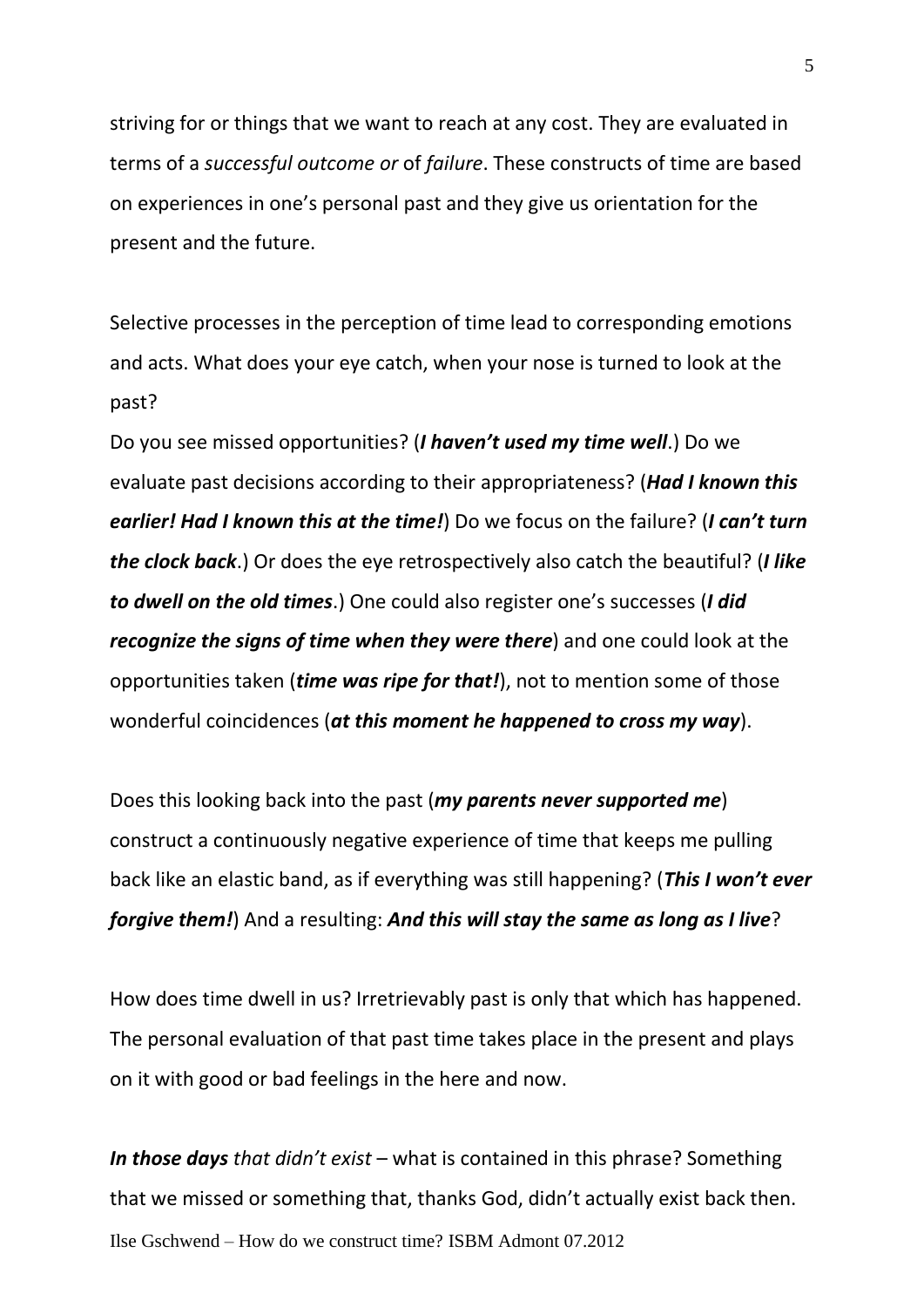striving for or things that we want to reach at any cost. They are evaluated in terms of a *successful outcome or* of *failure*. These constructs of time are based on experiences in one's personal past and they give us orientation for the present and the future.

Selective processes in the perception of time lead to corresponding emotions and acts. What does your eye catch, when your nose is turned to look at the past?
Do you see missed opportunities? (***I haven't used my time well***.) Do we evaluate past decisions according to their appropriateness? (***Had I known this earlier! Had I known this at the time!***) Do we focus on the failure? (***I can't turn the clock back***.) Or does the eye retrospectively also catch the beautiful? (***I like to dwell on the old times***.) One could also register one's successes (***I did recognize the signs of time when they were there***) and one could look at the opportunities taken (***time was ripe for that!***), not to mention some of those wonderful coincidences (***at this moment he happened to cross my way***).

Does this looking back into the past (***my parents never supported me***) construct a continuously negative experience of time that keeps me pulling back like an elastic band, as if everything was still happening? (***This I won't ever forgive them!***) And a resulting: ***And this will stay the same as long as I live***?

How does time dwell in us? Irretrievably past is only that which has happened. The personal evaluation of that past time takes place in the present and plays on it with good or bad feelings in the here and now.

***In those days*** *that didn't exist* – what is contained in this phrase? Something that we missed or something that, thanks God, didn't actually exist back then.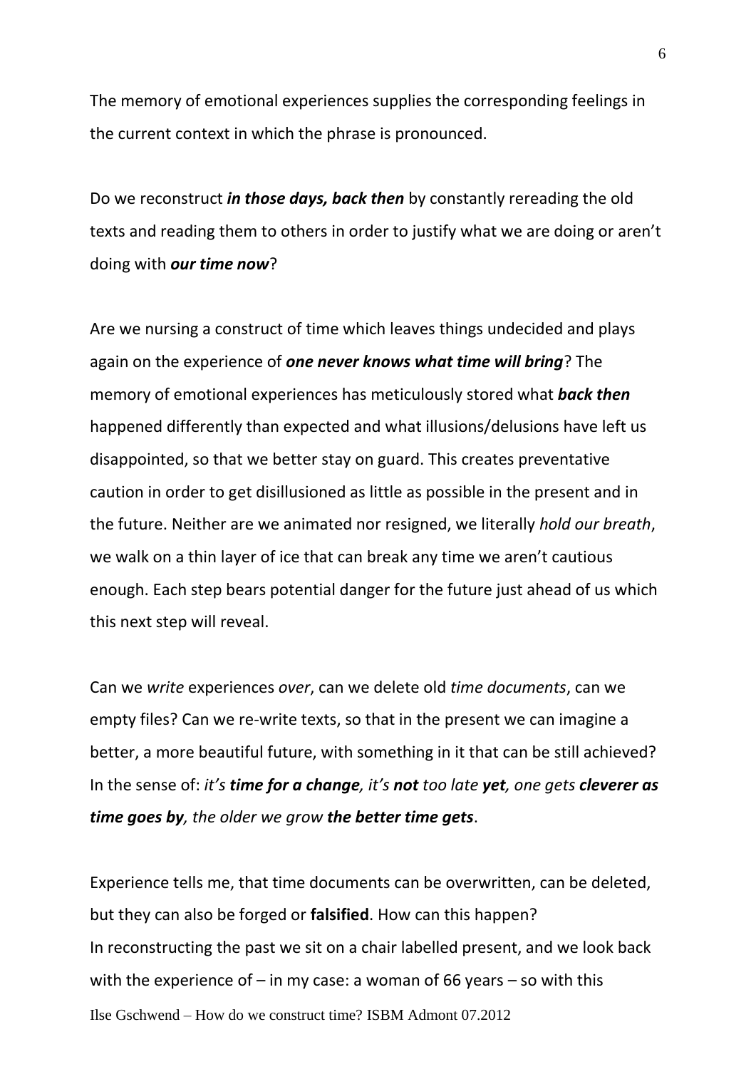The memory of emotional experiences supplies the corresponding feelings in the current context in which the phrase is pronounced.

Do we reconstruct ***in those days, back then*** by constantly rereading the old texts and reading them to others in order to justify what we are doing or aren't doing with ***our time now***?

Are we nursing a construct of time which leaves things undecided and plays again on the experience of ***one never knows what time will bring***? The memory of emotional experiences has meticulously stored what ***back then*** happened differently than expected and what illusions/delusions have left us disappointed, so that we better stay on guard. This creates preventative caution in order to get disillusioned as little as possible in the present and in the future. Neither are we animated nor resigned, we literally *hold our breath*, we walk on a thin layer of ice that can break any time we aren't cautious enough. Each step bears potential danger for the future just ahead of us which this next step will reveal.

Can we *write* experiences *over*, can we delete old *time documents*, can we empty files? Can we re-write texts, so that in the present we can imagine a better, a more beautiful future, with something in it that can be still achieved? In the sense of: *it's **time for a change**, it's **not** too late **yet**, one gets **cleverer as time goes by**, the older we grow **the better time gets***.

Experience tells me, that time documents can be overwritten, can be deleted, but they can also be forged or **falsified**. How can this happen?
In reconstructing the past we sit on a chair labelled present, and we look back with the experience of – in my case: a woman of 66 years – so with this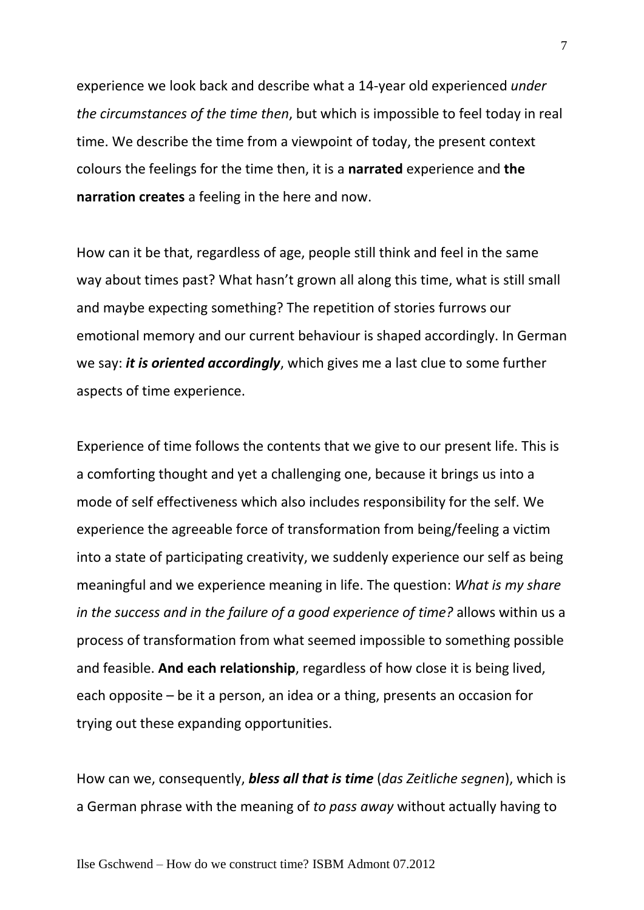experience we look back and describe what a 14-year old experienced *under the circumstances of the time then*, but which is impossible to feel today in real time. We describe the time from a viewpoint of today, the present context colours the feelings for the time then, it is a **narrated** experience and **the narration creates** a feeling in the here and now.

How can it be that, regardless of age, people still think and feel in the same way about times past? What hasn't grown all along this time, what is still small and maybe expecting something? The repetition of stories furrows our emotional memory and our current behaviour is shaped accordingly. In German we say: ***it is oriented accordingly***, which gives me a last clue to some further aspects of time experience.

Experience of time follows the contents that we give to our present life. This is a comforting thought and yet a challenging one, because it brings us into a mode of self effectiveness which also includes responsibility for the self. We experience the agreeable force of transformation from being/feeling a victim into a state of participating creativity, we suddenly experience our self as being meaningful and we experience meaning in life. The question: *What is my share in the success and in the failure of a good experience of time?* allows within us a process of transformation from what seemed impossible to something possible and feasible. **And each relationship**, regardless of how close it is being lived, each opposite – be it a person, an idea or a thing, presents an occasion for trying out these expanding opportunities.

How can we, consequently, ***bless all that is time*** (*das Zeitliche segnen*), which is a German phrase with the meaning of *to pass away* without actually having to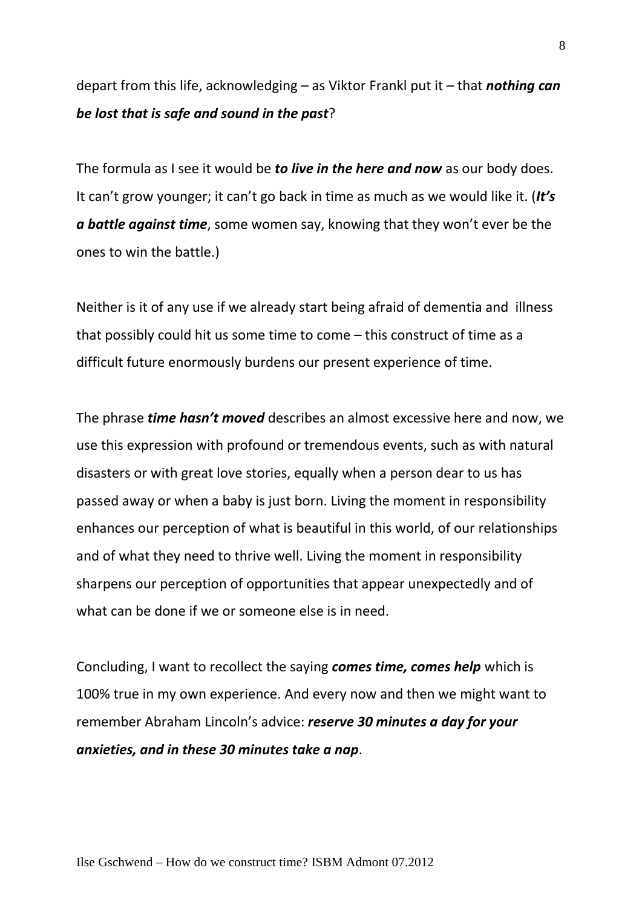depart from this life, acknowledging – as Viktor Frankl put it – that ***nothing can be lost that is safe and sound in the past***?

The formula as I see it would be ***to live in the here and now*** as our body does. It can't grow younger; it can't go back in time as much as we would like it. (***It's a battle against time***, some women say, knowing that they won't ever be the ones to win the battle.)

Neither is it of any use if we already start being afraid of dementia and illness that possibly could hit us some time to come – this construct of time as a difficult future enormously burdens our present experience of time.

The phrase ***time hasn't moved*** describes an almost excessive here and now, we use this expression with profound or tremendous events, such as with natural disasters or with great love stories, equally when a person dear to us has passed away or when a baby is just born. Living the moment in responsibility enhances our perception of what is beautiful in this world, of our relationships and of what they need to thrive well. Living the moment in responsibility sharpens our perception of opportunities that appear unexpectedly and of what can be done if we or someone else is in need.

Concluding, I want to recollect the saying ***comes time, comes help*** which is 100% true in my own experience. And every now and then we might want to remember Abraham Lincoln's advice: ***reserve 30 minutes a day for your anxieties, and in these 30 minutes take a nap***.